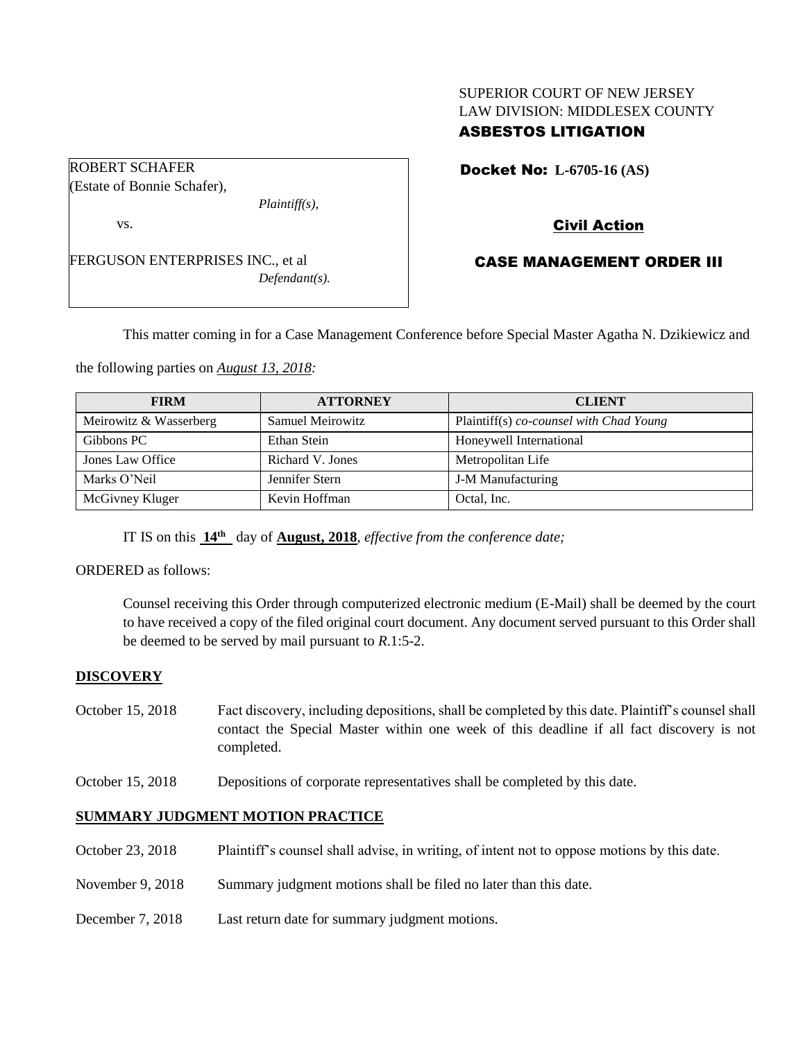SUPERIOR COURT OF NEW JERSEY
LAW DIVISION: MIDDLESEX COUNTY
**ASBESTOS LITIGATION**

ROBERT SCHAFER
(Estate of Bonnie Schafer),
*Plaintiff(s),*

vs.

FERGUSON ENTERPRISES INC., et al
*Defendant(s).*

**Docket No: L-6705-16 (AS)**

**Civil Action**

**CASE MANAGEMENT ORDER III**

This matter coming in for a Case Management Conference before Special Master Agatha N. Dzikiewicz and the following parties on *August 13, 2018:*

| FIRM | ATTORNEY | CLIENT |
| --- | --- | --- |
| Meirowitz & Wasserberg | Samuel Meirowitz | Plaintiff(s) *co-counsel with Chad Young* |
| Gibbons PC | Ethan Stein | Honeywell International |
| Jones Law Office | Richard V. Jones | Metropolitan Life |
| Marks O'Neil | Jennifer Stern | J-M Manufacturing |
| McGivney Kluger | Kevin Hoffman | Octal, Inc. |

IT IS on this **14th** day of **August, 2018**, *effective from the conference date;*

ORDERED as follows:

Counsel receiving this Order through computerized electronic medium (E-Mail) shall be deemed by the court to have received a copy of the filed original court document. Any document served pursuant to this Order shall be deemed to be served by mail pursuant to *R*.1:5-2.

**DISCOVERY**

October 15, 2018 Fact discovery, including depositions, shall be completed by this date. Plaintiff's counsel shall contact the Special Master within one week of this deadline if all fact discovery is not completed.

October 15, 2018 Depositions of corporate representatives shall be completed by this date.

**SUMMARY JUDGMENT MOTION PRACTICE**

October 23, 2018 Plaintiff's counsel shall advise, in writing, of intent not to oppose motions by this date.

November 9, 2018 Summary judgment motions shall be filed no later than this date.

December 7, 2018 Last return date for summary judgment motions.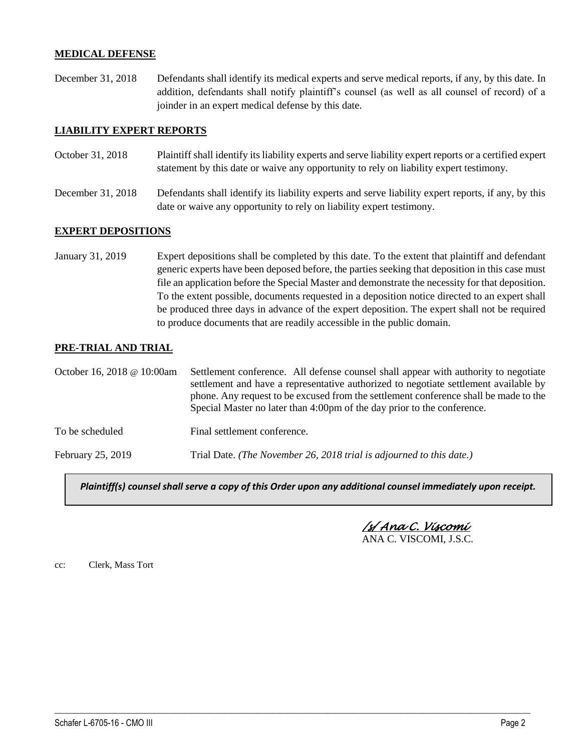**MEDICAL DEFENSE**

December 31, 2018 Defendants shall identify its medical experts and serve medical reports, if any, by this date. In addition, defendants shall notify plaintiff's counsel (as well as all counsel of record) of a joinder in an expert medical defense by this date.

**LIABILITY EXPERT REPORTS**

October 31, 2018 Plaintiff shall identify its liability experts and serve liability expert reports or a certified expert statement by this date or waive any opportunity to rely on liability expert testimony.

December 31, 2018 Defendants shall identify its liability experts and serve liability expert reports, if any, by this date or waive any opportunity to rely on liability expert testimony.

**EXPERT DEPOSITIONS**

January 31, 2019 Expert depositions shall be completed by this date. To the extent that plaintiff and defendant generic experts have been deposed before, the parties seeking that deposition in this case must file an application before the Special Master and demonstrate the necessity for that deposition. To the extent possible, documents requested in a deposition notice directed to an expert shall be produced three days in advance of the expert deposition. The expert shall not be required to produce documents that are readily accessible in the public domain.

**PRE-TRIAL AND TRIAL**

October 16, 2018 @ 10:00am Settlement conference. All defense counsel shall appear with authority to negotiate settlement and have a representative authorized to negotiate settlement available by phone. Any request to be excused from the settlement conference shall be made to the Special Master no later than 4:00pm of the day prior to the conference.

To be scheduled Final settlement conference.

February 25, 2019 Trial Date. *(The November 26, 2018 trial is adjourned to this date.)*

***Plaintiff(s) counsel shall serve a copy of this Order upon any additional counsel immediately upon receipt.***

*/s/ Ana C. Viscomi*
ANA C. VISCOMI, J.S.C.

cc: Clerk, Mass Tort